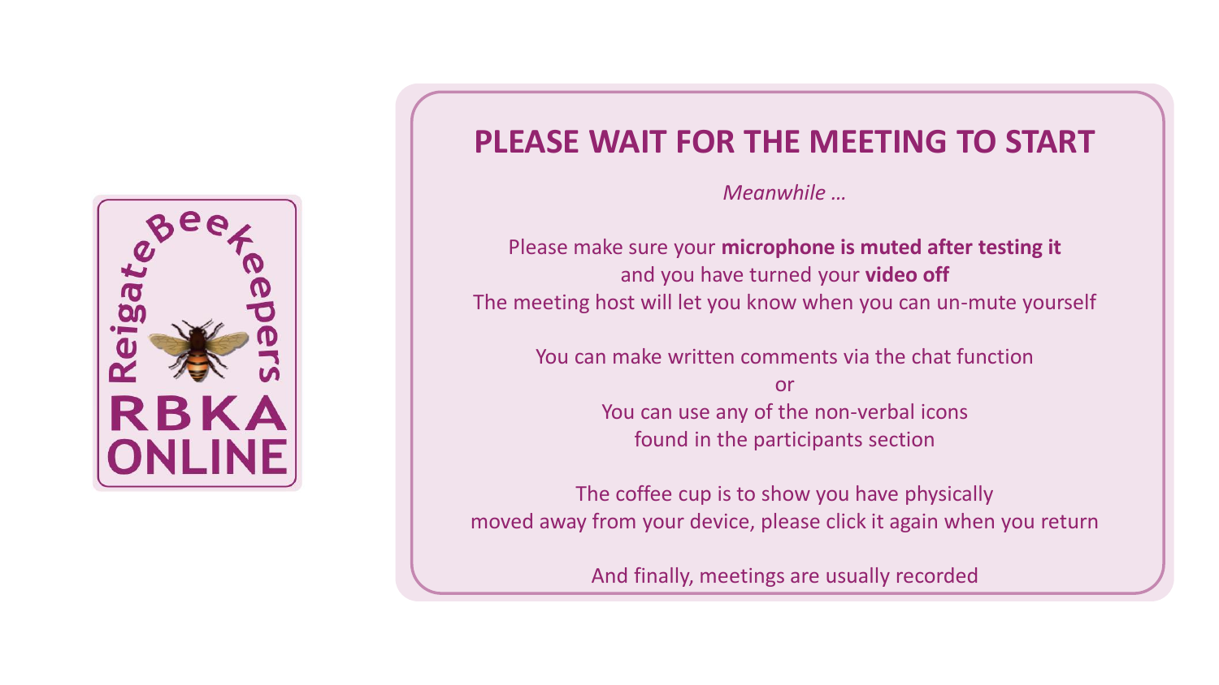Reigate Beekeepers

RBKA ONLINE

# PLEASE WAIT FOR THE MEETING TO START

*Meanwhile …*

Please make sure your **microphone is muted after testing it**
and you have turned your **video off**
The meeting host will let you know when you can un-mute yourself

You can make written comments via the chat function
or
You can use any of the non-verbal icons
found in the participants section

The coffee cup is to show you have physically
moved away from your device, please click it again when you return

And finally, meetings are usually recorded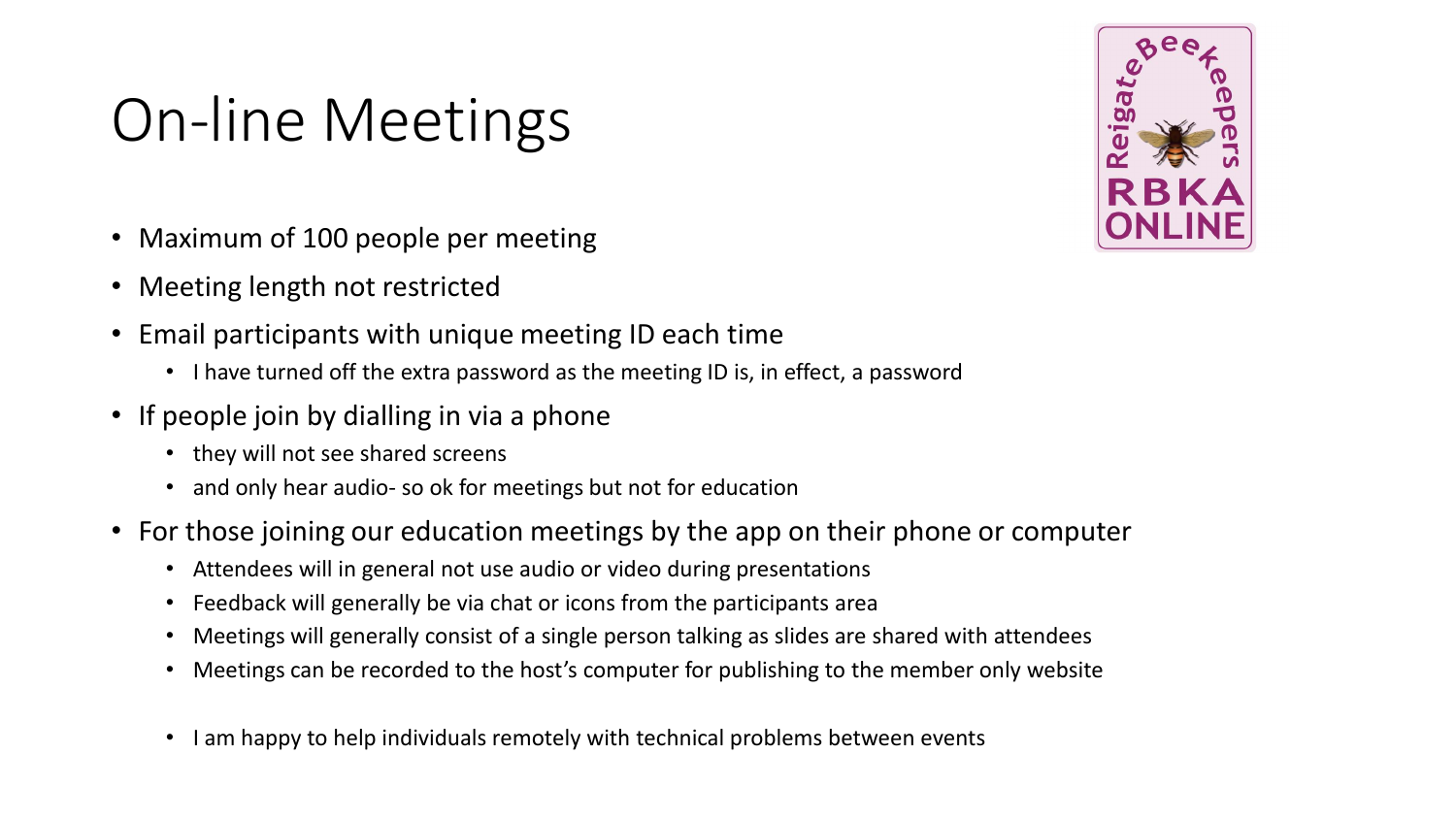# On-line Meetings

- Maximum of 100 people per meeting
- Meeting length not restricted
- Email participants with unique meeting ID each time
  - I have turned off the extra password as the meeting ID is, in effect, a password
- If people join by dialling in via a phone
  - they will not see shared screens
  - and only hear audio- so ok for meetings but not for education
- For those joining our education meetings by the app on their phone or computer
  - Attendees will in general not use audio or video during presentations
  - Feedback will generally be via chat or icons from the participants area
  - Meetings will generally consist of a single person talking as slides are shared with attendees
  - Meetings can be recorded to the host's computer for publishing to the member only website

  - I am happy to help individuals remotely with technical problems between events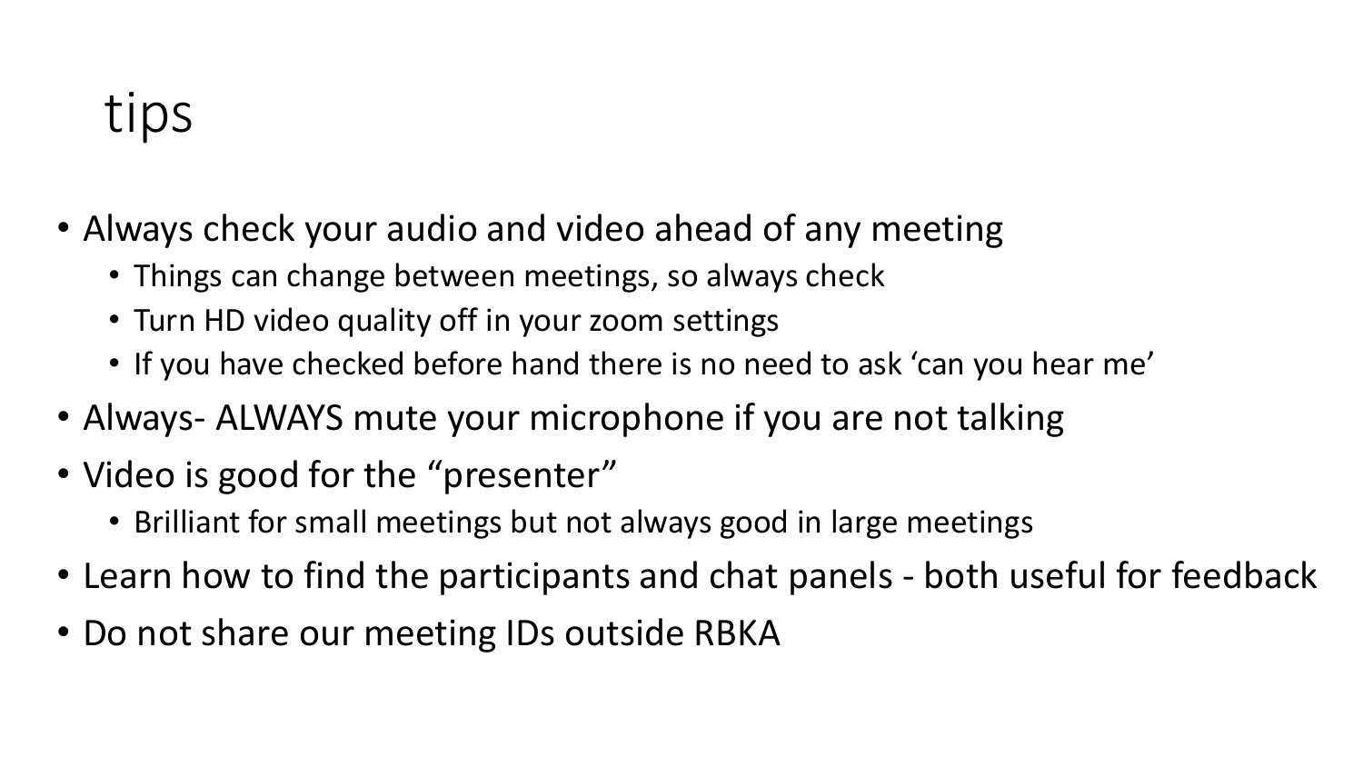# tips

- Always check your audio and video ahead of any meeting
  - Things can change between meetings, so always check
  - Turn HD video quality off in your zoom settings
  - If you have checked before hand there is no need to ask ‘can you hear me’
- Always- ALWAYS mute your microphone if you are not talking
- Video is good for the “presenter”
  - Brilliant for small meetings but not always good in large meetings
- Learn how to find the participants and chat panels - both useful for feedback
- Do not share our meeting IDs outside RBKA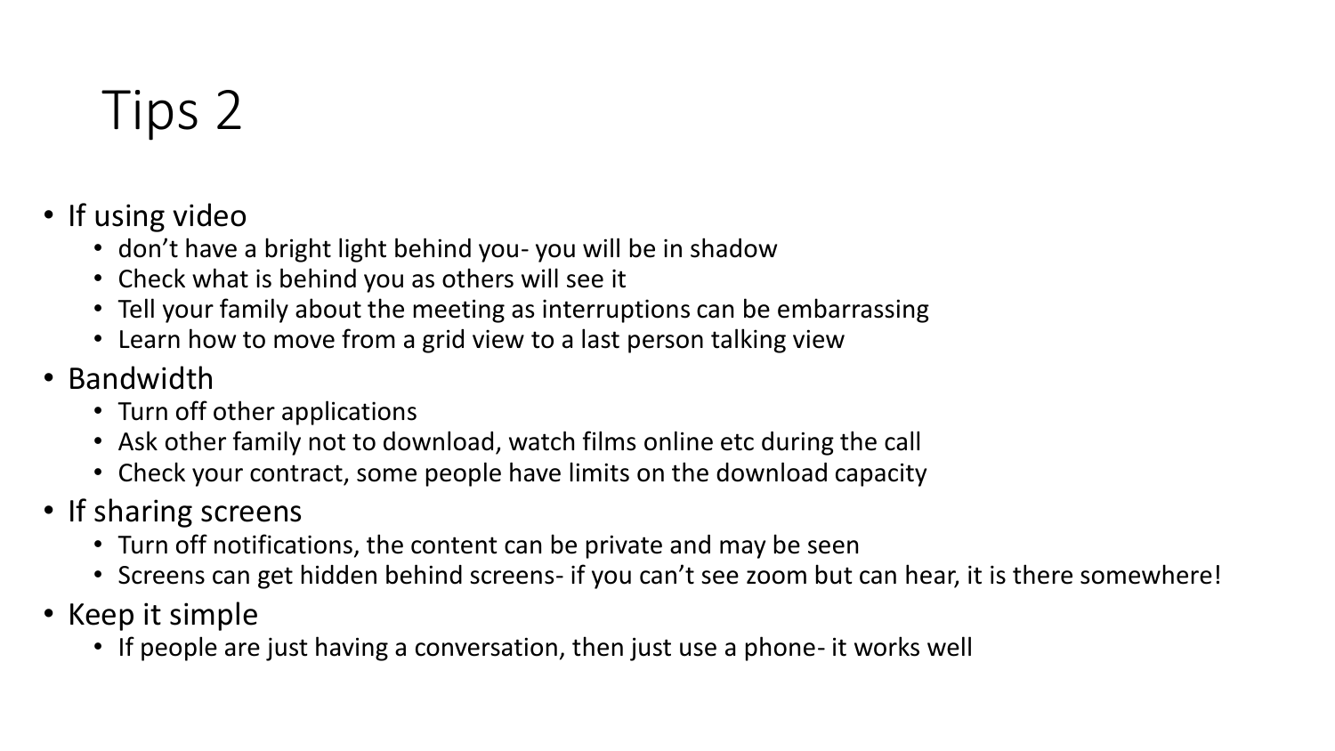# Tips 2

- If using video
  - don’t have a bright light behind you- you will be in shadow
  - Check what is behind you as others will see it
  - Tell your family about the meeting as interruptions can be embarrassing
  - Learn how to move from a grid view to a last person talking view
- Bandwidth
  - Turn off other applications
  - Ask other family not to download, watch films online etc during the call
  - Check your contract, some people have limits on the download capacity
- If sharing screens
  - Turn off notifications, the content can be private and may be seen
  - Screens can get hidden behind screens- if you can’t see zoom but can hear, it is there somewhere!
- Keep it simple
  - If people are just having a conversation, then just use a phone- it works well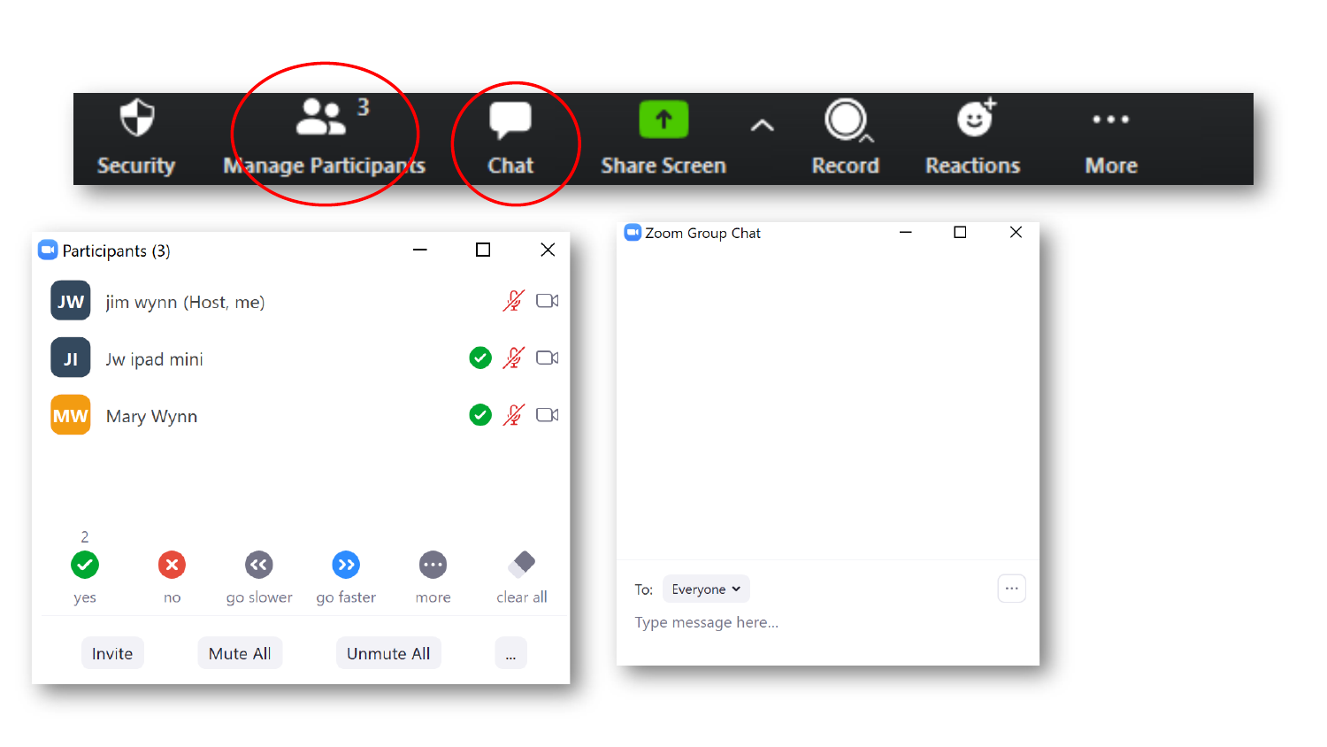Security | Manage Participants 3 | Chat | Share Screen | Record | Reactions | More

**Participants (3)**

- JW — jim wynn (Host, me)
- JI — Jw ipad mini
- MW — Mary Wynn

2

yes | no | go slower | go faster | more | clear all

Invite | Mute All | Unmute All | ...

**Zoom Group Chat**

To: Everyone

Type message here...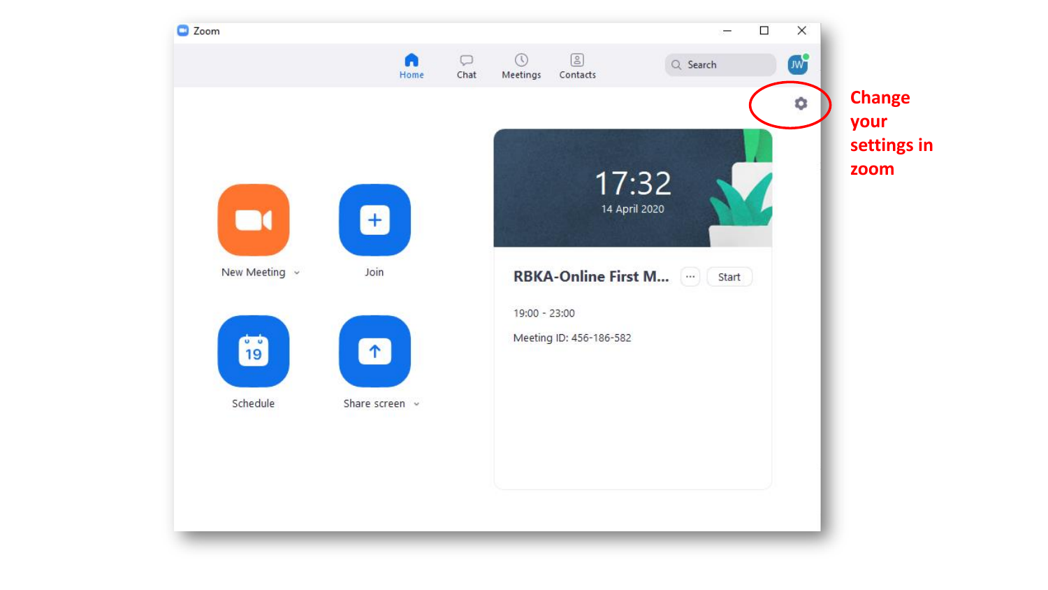Change your settings in zoom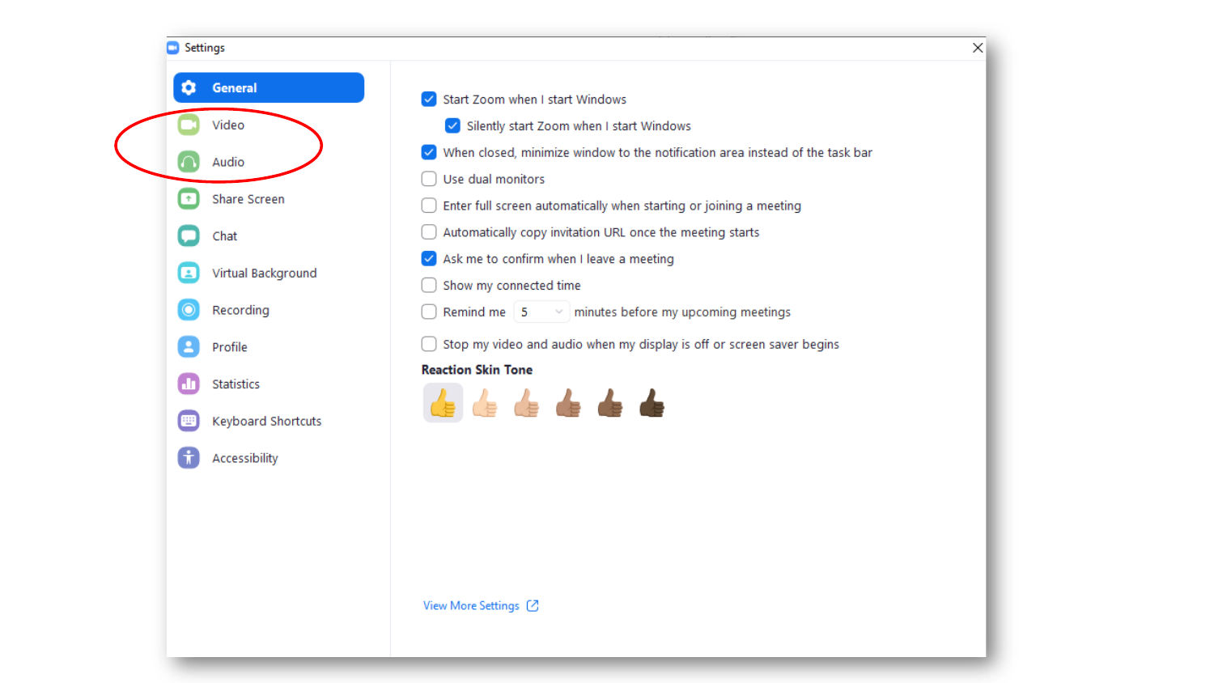Settings

- **General**
- Video
- Audio
- Share Screen
- Chat
- Virtual Background
- Recording
- Profile
- Statistics
- Keyboard Shortcuts
- Accessibility

- [x] Start Zoom when I start Windows
  - [x] Silently start Zoom when I start Windows
- [x] When closed, minimize window to the notification area instead of the task bar
- [ ] Use dual monitors
- [ ] Enter full screen automatically when starting or joining a meeting
- [ ] Automatically copy invitation URL once the meeting starts
- [x] Ask me to confirm when I leave a meeting
- [ ] Show my connected time
- [ ] Remind me 5 minutes before my upcoming meetings
- [ ] Stop my video and audio when my display is off or screen saver begins

**Reaction Skin Tone**

View More Settings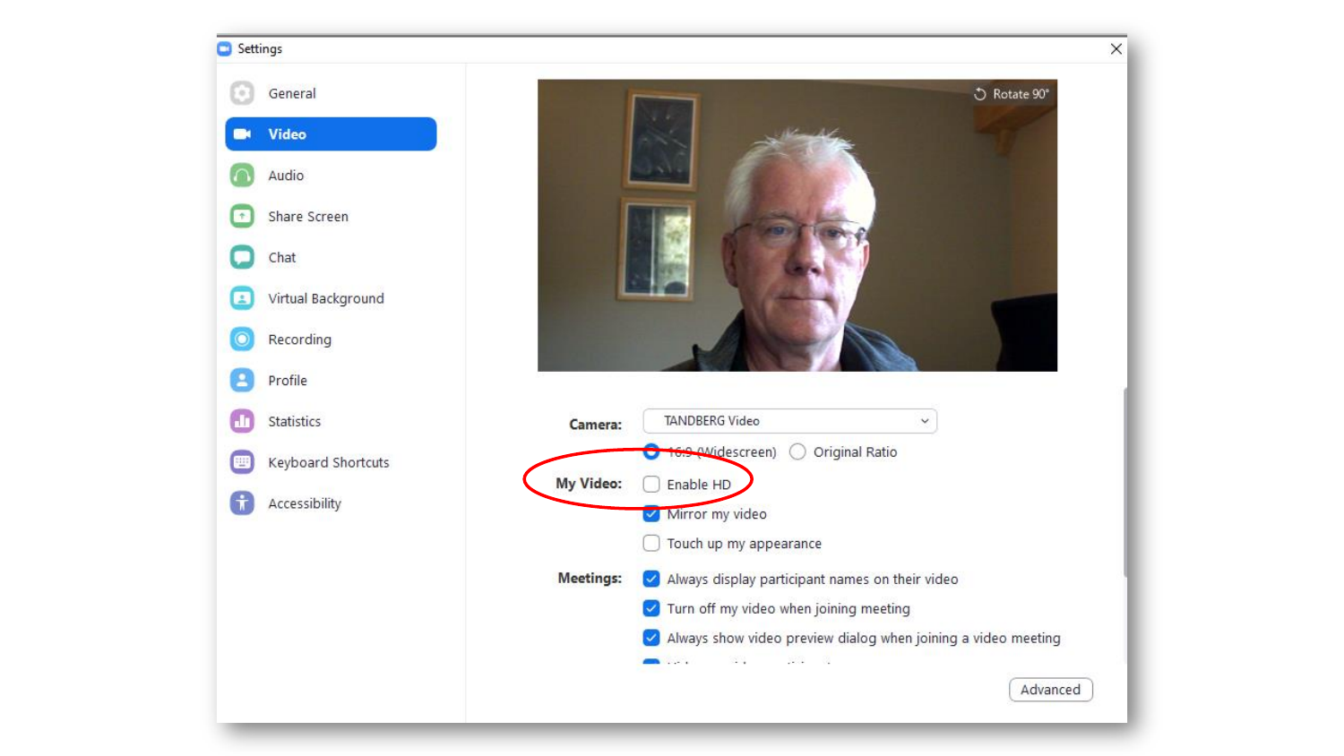Settings

General

Video

Audio

Share Screen

Chat

Virtual Background

Recording

Profile

Statistics

Keyboard Shortcuts

Accessibility

Rotate 90°

**Camera:** TANDBERG Video

16:9 (Widescreen) Original Ratio

**My Video:** Enable HD

Mirror my video

Touch up my appearance

**Meetings:** Always display participant names on their video

Turn off my video when joining meeting

Always show video preview dialog when joining a video meeting

Advanced